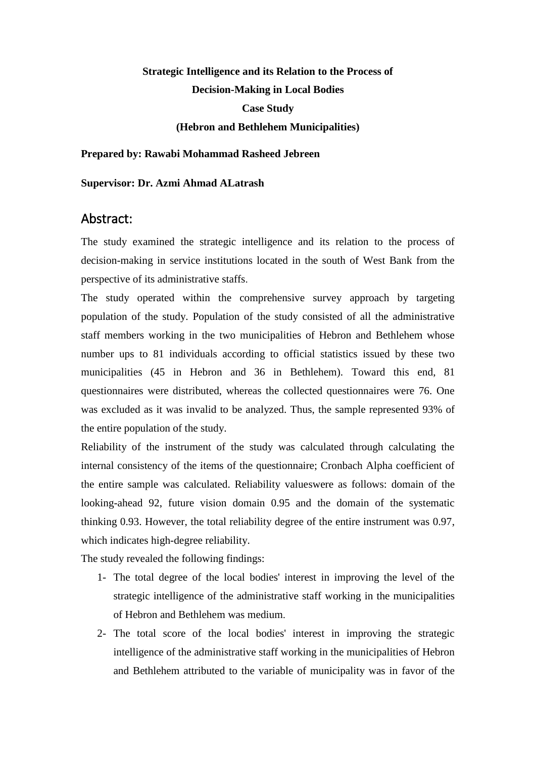**Strategic Intelligence and its Relation to the Process of Decision-Making in Local Bodies**

**Case Study**

**(Hebron and Bethlehem Municipalities)**

**Prepared by: Rawabi Mohammad Rasheed Jebreen**

**Supervisor: Dr. Azmi Ahmad ALatrash**

## Abstract:

The study examined the strategic intelligence and its relation to the process of decision-making in service institutions located in the south of West Bank from the perspective of its administrative staffs.

The study operated within the comprehensive survey approach by targeting population of the study. Population of the study consisted of all the administrative staff members working in the two municipalities of Hebron and Bethlehem whose number ups to 81 individuals according to official statistics issued by these two municipalities (45 in Hebron and 36 in Bethlehem). Toward this end, 81 questionnaires were distributed, whereas the collected questionnaires were 76. One was excluded as it was invalid to be analyzed. Thus, the sample represented 93% of the entire population of the study.

Reliability of the instrument of the study was calculated through calculating the internal consistency of the items of the questionnaire; Cronbach Alpha coefficient of the entire sample was calculated. Reliability valueswere as follows: domain of the looking-ahead 92, future vision domain 0.95 and the domain of the systematic thinking 0.93. However, the total reliability degree of the entire instrument was 0.97, which indicates high-degree reliability.

The study revealed the following findings:

1- The total degree of the local bodies' interest in improving the level of the strategic intelligence of the administrative staff working in the municipalities of Hebron and Bethlehem was medium.

2- The total score of the local bodies' interest in improving the strategic intelligence of the administrative staff working in the municipalities of Hebron and Bethlehem attributed to the variable of municipality was in favor of the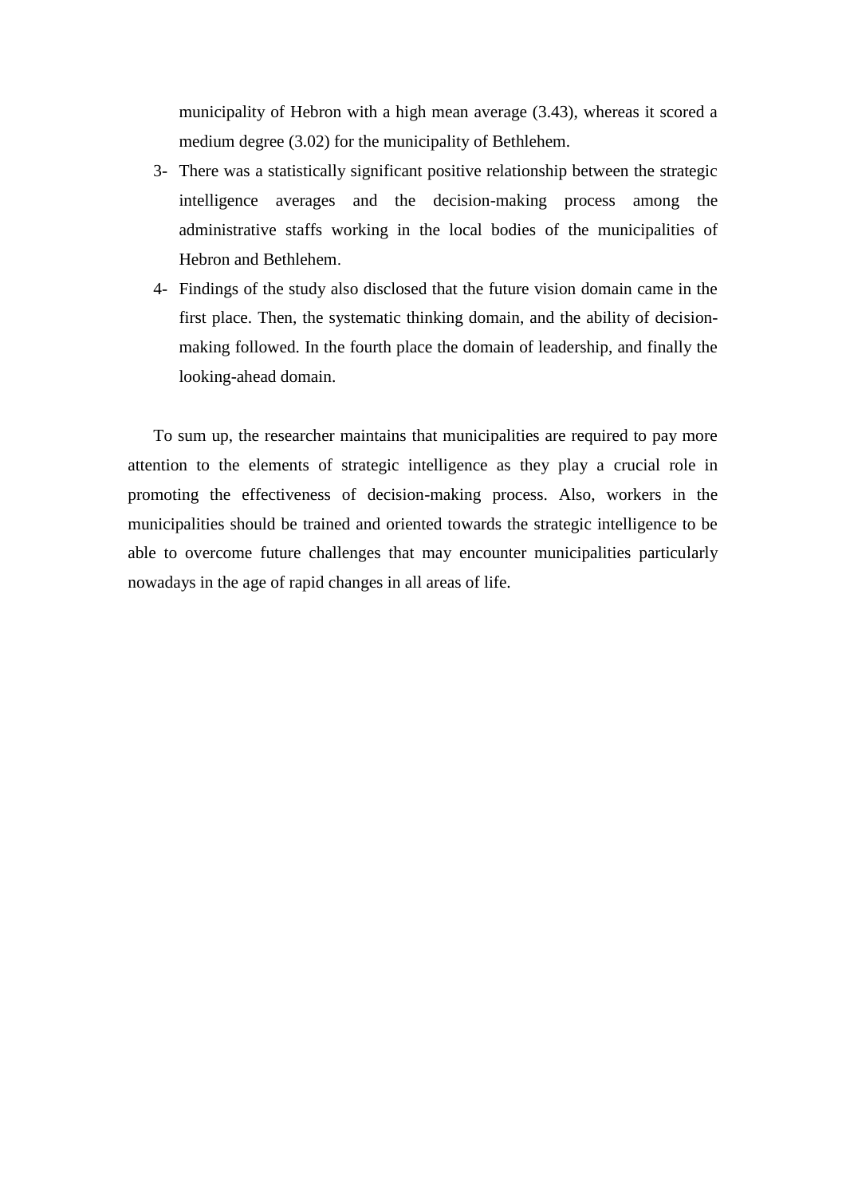municipality of Hebron with a high mean average (3.43), whereas it scored a medium degree (3.02) for the municipality of Bethlehem.

3- There was a statistically significant positive relationship between the strategic intelligence averages and the decision-making process among the administrative staffs working in the local bodies of the municipalities of Hebron and Bethlehem.
4- Findings of the study also disclosed that the future vision domain came in the first place. Then, the systematic thinking domain, and the ability of decision-making followed. In the fourth place the domain of leadership, and finally the looking-ahead domain.

To sum up, the researcher maintains that municipalities are required to pay more attention to the elements of strategic intelligence as they play a crucial role in promoting the effectiveness of decision-making process. Also, workers in the municipalities should be trained and oriented towards the strategic intelligence to be able to overcome future challenges that may encounter municipalities particularly nowadays in the age of rapid changes in all areas of life.